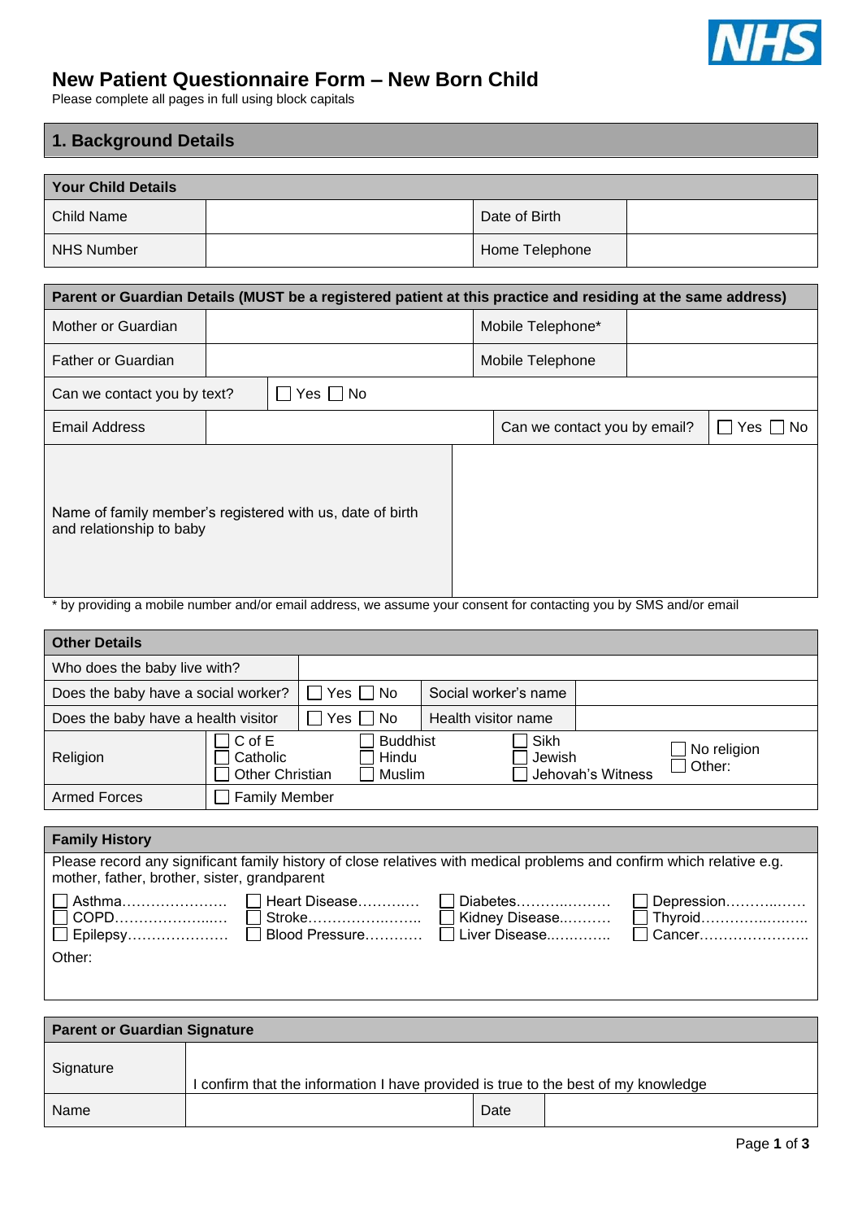# New Patient Questionnaire Form – New Born Child

Please complete all pages in full using block capitals

## 1. Background Details

| Your Child Details | | | |
|---|---|---|---|
| Child Name | | Date of Birth | |
| NHS Number | | Home Telephone | |

| Parent or Guardian Details (MUST be a registered patient at this practice and residing at the same address) | | | |
|---|---|---|---|
| Mother or Guardian | | Mobile Telephone* | |
| Father or Guardian | | Mobile Telephone | |
| Can we contact you by text? | ☐ Yes ☐ No | | |
| Email Address | | Can we contact you by email? | ☐ Yes ☐ No |
| Name of family member's registered with us, date of birth and relationship to baby | | | |

\* by providing a mobile number and/or email address, we assume your consent for contacting you by SMS and/or email

| Other Details | | | |
|---|---|---|---|
| Who does the baby live with? | | | |
| Does the baby have a social worker? | ☐ Yes ☐ No | Social worker's name | |
| Does the baby have a health visitor | ☐ Yes ☐ No | Health visitor name | |
| Religion | ☐ C of E ☐ Catholic ☐ Other Christian ☐ Buddhist ☐ Hindu ☐ Muslim | ☐ Sikh ☐ Jewish ☐ Jehovah's Witness | ☐ No religion ☐ Other: |
| Armed Forces | ☐ Family Member | | |

**Family History**

Please record any significant family history of close relatives with medical problems and confirm which relative e.g. mother, father, brother, sister, grandparent

| | | | |
|---|---|---|---|
| ☐ Asthma………………… | ☐ Heart Disease………… | ☐ Diabetes……………… | ☐ Depression…………… |
| ☐ COPD………………… | ☐ Stroke………………… | ☐ Kidney Disease……… | ☐ Thyroid………………… |
| ☐ Epilepsy……………… | ☐ Blood Pressure……… | ☐ Liver Disease………… | ☐ Cancer………………… |

Other:

| Parent or Guardian Signature | | | |
|---|---|---|---|
| Signature | I confirm that the information I have provided is true to the best of my knowledge | | |
| Name | | Date | |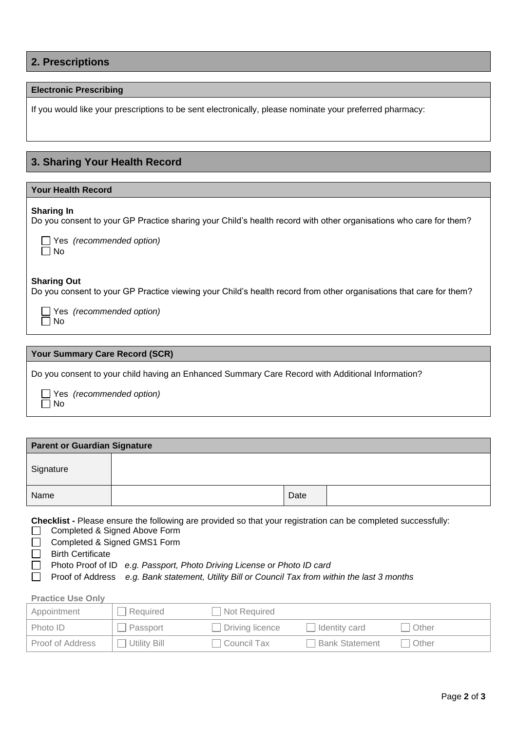## 2. Prescriptions

### Electronic Prescribing

If you would like your prescriptions to be sent electronically, please nominate your preferred pharmacy:

## 3. Sharing Your Health Record

### Your Health Record

**Sharing In**
Do you consent to your GP Practice sharing your Child's health record with other organisations who care for them?

- ☐ Yes *(recommended option)*
- ☐ No

**Sharing Out**
Do you consent to your GP Practice viewing your Child's health record from other organisations that care for them?

- ☐ Yes *(recommended option)*
- ☐ No

### Your Summary Care Record (SCR)

Do you consent to your child having an Enhanced Summary Care Record with Additional Information?

- ☐ Yes *(recommended option)*
- ☐ No

### Parent or Guardian Signature

| Signature | | | |
|---|---|---|---|
| Name | | Date | |

**Checklist -** Please ensure the following are provided so that your registration can be completed successfully:

- ☐ Completed & Signed Above Form
- ☐ Completed & Signed GMS1 Form
- ☐ Birth Certificate
- ☐ Photo Proof of ID *e.g. Passport, Photo Driving License or Photo ID card*
- ☐ Proof of Address *e.g. Bank statement, Utility Bill or Council Tax from within the last 3 months*

**Practice Use Only**

| Appointment | ☐ Required | ☐ Not Required | | |
|---|---|---|---|---|
| Photo ID | ☐ Passport | ☐ Driving licence | ☐ Identity card | ☐ Other |
| Proof of Address | ☐ Utility Bill | ☐ Council Tax | ☐ Bank Statement | ☐ Other |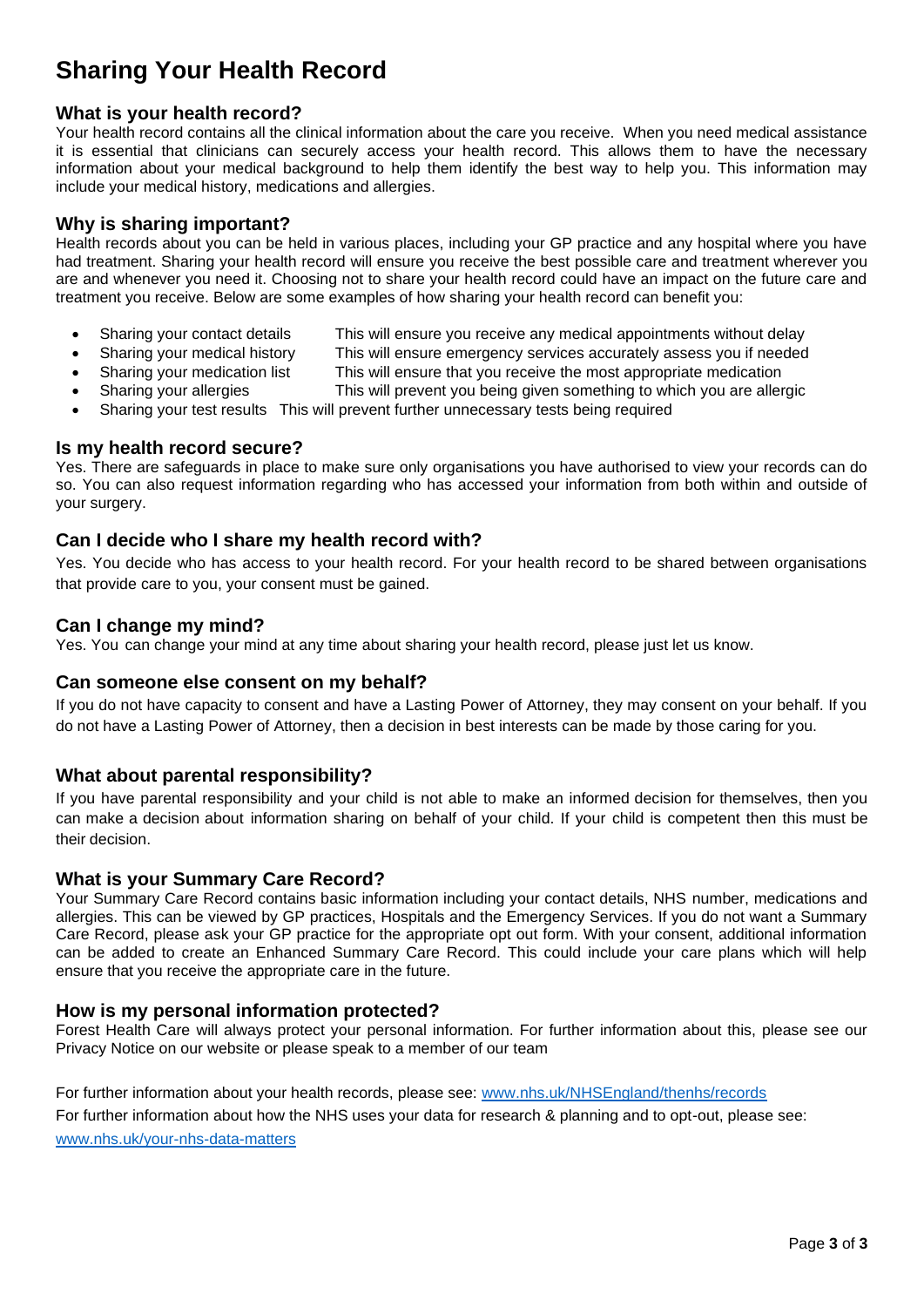# Sharing Your Health Record

## What is your health record?

Your health record contains all the clinical information about the care you receive. When you need medical assistance it is essential that clinicians can securely access your health record. This allows them to have the necessary information about your medical background to help them identify the best way to help you. This information may include your medical history, medications and allergies.

## Why is sharing important?

Health records about you can be held in various places, including your GP practice and any hospital where you have had treatment. Sharing your health record will ensure you receive the best possible care and treatment wherever you are and whenever you need it. Choosing not to share your health record could have an impact on the future care and treatment you receive. Below are some examples of how sharing your health record can benefit you:

- Sharing your contact details This will ensure you receive any medical appointments without delay
- Sharing your medical history This will ensure emergency services accurately assess you if needed
- Sharing your medication list This will ensure that you receive the most appropriate medication
- Sharing your allergies This will prevent you being given something to which you are allergic
- Sharing your test results This will prevent further unnecessary tests being required

## Is my health record secure?

Yes. There are safeguards in place to make sure only organisations you have authorised to view your records can do so. You can also request information regarding who has accessed your information from both within and outside of your surgery.

## Can I decide who I share my health record with?

Yes. You decide who has access to your health record. For your health record to be shared between organisations that provide care to you, your consent must be gained.

## Can I change my mind?

Yes. You can change your mind at any time about sharing your health record, please just let us know.

## Can someone else consent on my behalf?

If you do not have capacity to consent and have a Lasting Power of Attorney, they may consent on your behalf. If you do not have a Lasting Power of Attorney, then a decision in best interests can be made by those caring for you.

## What about parental responsibility?

If you have parental responsibility and your child is not able to make an informed decision for themselves, then you can make a decision about information sharing on behalf of your child. If your child is competent then this must be their decision.

## What is your Summary Care Record?

Your Summary Care Record contains basic information including your contact details, NHS number, medications and allergies. This can be viewed by GP practices, Hospitals and the Emergency Services. If you do not want a Summary Care Record, please ask your GP practice for the appropriate opt out form. With your consent, additional information can be added to create an Enhanced Summary Care Record. This could include your care plans which will help ensure that you receive the appropriate care in the future.

## How is my personal information protected?

Forest Health Care will always protect your personal information. For further information about this, please see our Privacy Notice on our website or please speak to a member of our team

For further information about your health records, please see: [www.nhs.uk/NHSEngland/thenhs/records](www.nhs.uk/NHSEngland/thenhs/records)

For further information about how the NHS uses your data for research & planning and to opt-out, please see: [www.nhs.uk/your-nhs-data-matters](www.nhs.uk/your-nhs-data-matters)